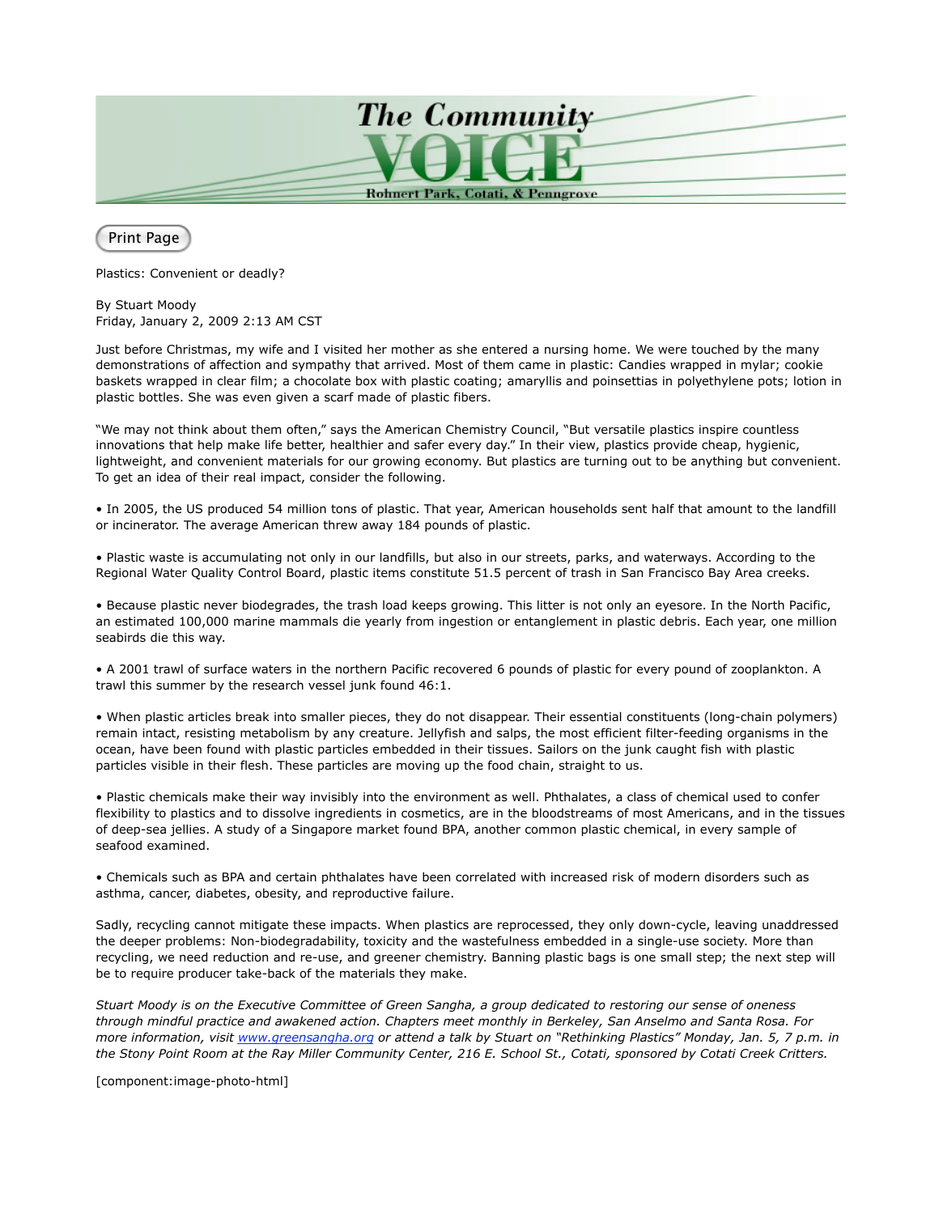# The Community VOICE

Rohnert Park, Cotati, & Penngrove

Print Page

Plastics: Convenient or deadly?

By Stuart Moody
Friday, January 2, 2009 2:13 AM CST

Just before Christmas, my wife and I visited her mother as she entered a nursing home. We were touched by the many demonstrations of affection and sympathy that arrived. Most of them came in plastic: Candies wrapped in mylar; cookie baskets wrapped in clear film; a chocolate box with plastic coating; amaryllis and poinsettias in polyethylene pots; lotion in plastic bottles. She was even given a scarf made of plastic fibers.

"We may not think about them often," says the American Chemistry Council, "But versatile plastics inspire countless innovations that help make life better, healthier and safer every day." In their view, plastics provide cheap, hygienic, lightweight, and convenient materials for our growing economy. But plastics are turning out to be anything but convenient. To get an idea of their real impact, consider the following.

• In 2005, the US produced 54 million tons of plastic. That year, American households sent half that amount to the landfill or incinerator. The average American threw away 184 pounds of plastic.

• Plastic waste is accumulating not only in our landfills, but also in our streets, parks, and waterways. According to the Regional Water Quality Control Board, plastic items constitute 51.5 percent of trash in San Francisco Bay Area creeks.

• Because plastic never biodegrades, the trash load keeps growing. This litter is not only an eyesore. In the North Pacific, an estimated 100,000 marine mammals die yearly from ingestion or entanglement in plastic debris. Each year, one million seabirds die this way.

• A 2001 trawl of surface waters in the northern Pacific recovered 6 pounds of plastic for every pound of zooplankton. A trawl this summer by the research vessel junk found 46:1.

• When plastic articles break into smaller pieces, they do not disappear. Their essential constituents (long-chain polymers) remain intact, resisting metabolism by any creature. Jellyfish and salps, the most efficient filter-feeding organisms in the ocean, have been found with plastic particles embedded in their tissues. Sailors on the junk caught fish with plastic particles visible in their flesh. These particles are moving up the food chain, straight to us.

• Plastic chemicals make their way invisibly into the environment as well. Phthalates, a class of chemical used to confer flexibility to plastics and to dissolve ingredients in cosmetics, are in the bloodstreams of most Americans, and in the tissues of deep-sea jellies. A study of a Singapore market found BPA, another common plastic chemical, in every sample of seafood examined.

• Chemicals such as BPA and certain phthalates have been correlated with increased risk of modern disorders such as asthma, cancer, diabetes, obesity, and reproductive failure.

Sadly, recycling cannot mitigate these impacts. When plastics are reprocessed, they only down-cycle, leaving unaddressed the deeper problems: Non-biodegradability, toxicity and the wastefulness embedded in a single-use society. More than recycling, we need reduction and re-use, and greener chemistry. Banning plastic bags is one small step; the next step will be to require producer take-back of the materials they make.

*Stuart Moody is on the Executive Committee of Green Sangha, a group dedicated to restoring our sense of oneness through mindful practice and awakened action. Chapters meet monthly in Berkeley, San Anselmo and Santa Rosa. For more information, visit [www.greensangha.org](http://www.greensangha.org) or attend a talk by Stuart on "Rethinking Plastics" Monday, Jan. 5, 7 p.m. in the Stony Point Room at the Ray Miller Community Center, 216 E. School St., Cotati, sponsored by Cotati Creek Critters.*

[component:image-photo-html]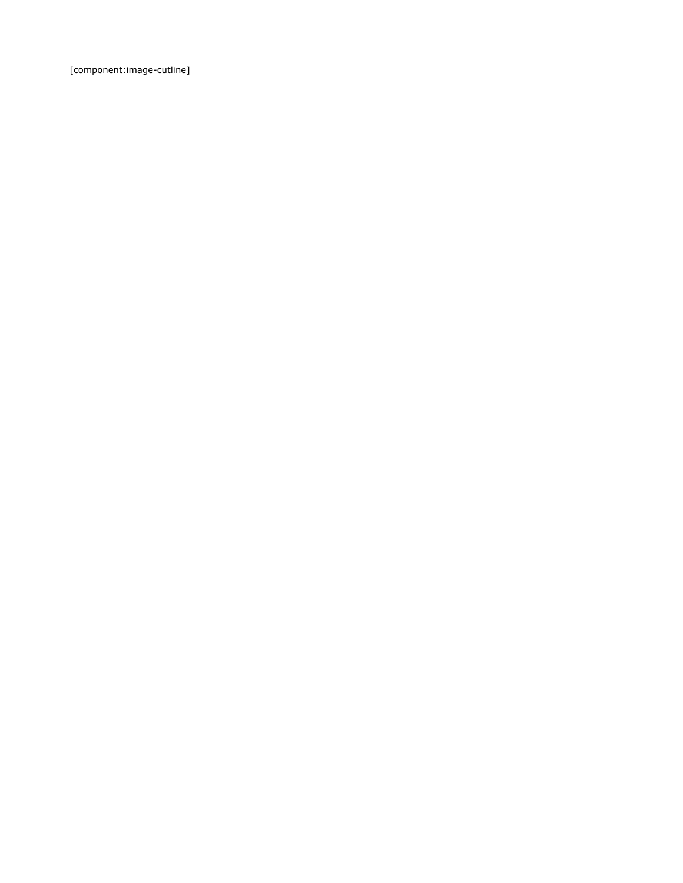[component:image-cutline]